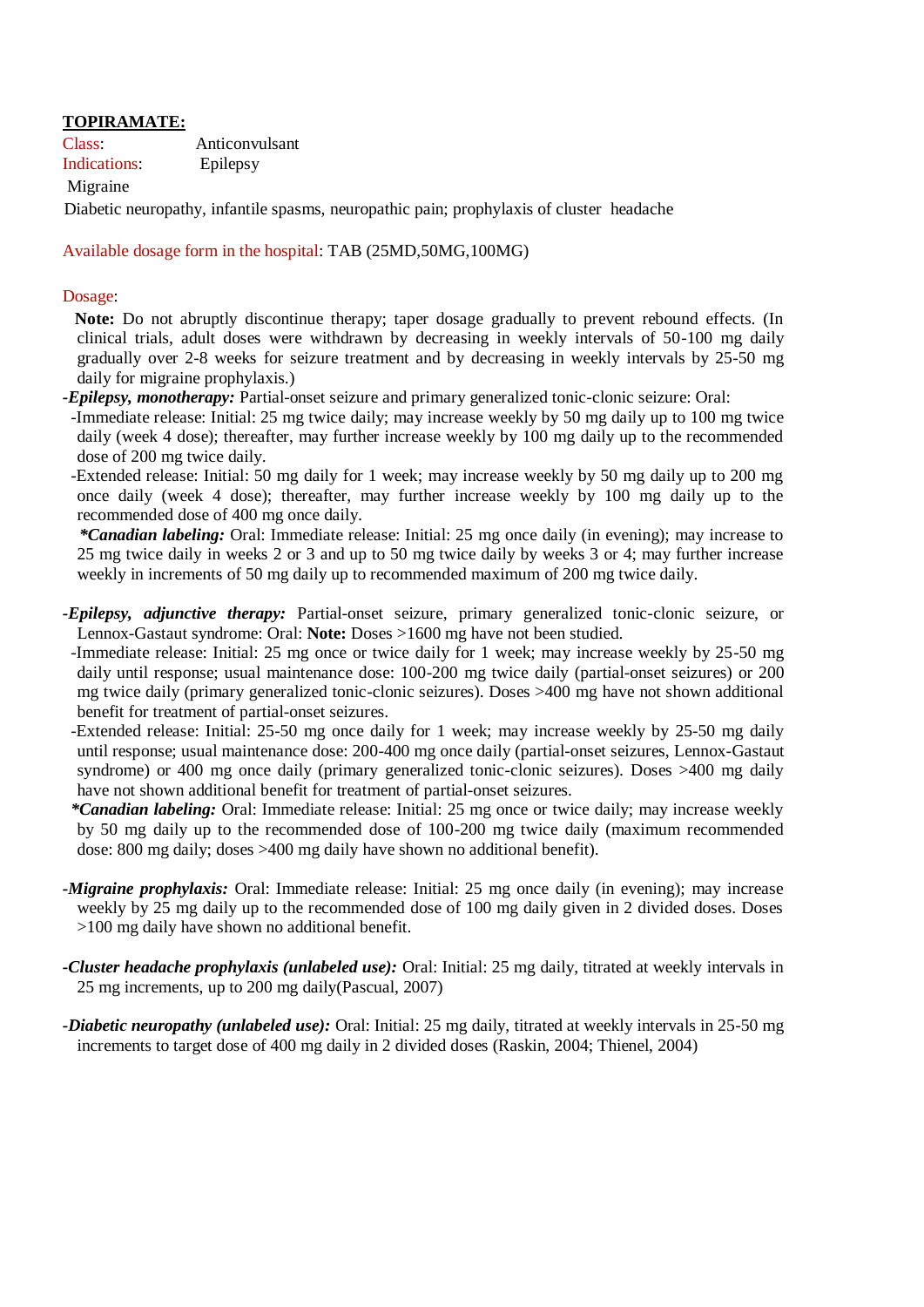**TOPIRAMATE:**

Class: Anticonvulsant

Indications: Epilepsy

Migraine

Diabetic neuropathy, infantile spasms, neuropathic pain; prophylaxis of cluster headache

Available dosage form in the hospital: TAB (25MD,50MG,100MG)

Dosage:

**Note:** Do not abruptly discontinue therapy; taper dosage gradually to prevent rebound effects. (In clinical trials, adult doses were withdrawn by decreasing in weekly intervals of 50-100 mg daily gradually over 2-8 weeks for seizure treatment and by decreasing in weekly intervals by 25-50 mg daily for migraine prophylaxis.)

-***Epilepsy, monotherapy:*** Partial-onset seizure and primary generalized tonic-clonic seizure: Oral:

-Immediate release: Initial: 25 mg twice daily; may increase weekly by 50 mg daily up to 100 mg twice daily (week 4 dose); thereafter, may further increase weekly by 100 mg daily up to the recommended dose of 200 mg twice daily.

-Extended release: Initial: 50 mg daily for 1 week; may increase weekly by 50 mg daily up to 200 mg once daily (week 4 dose); thereafter, may further increase weekly by 100 mg daily up to the recommended dose of 400 mg once daily.

***\*Canadian labeling:*** Oral: Immediate release: Initial: 25 mg once daily (in evening); may increase to 25 mg twice daily in weeks 2 or 3 and up to 50 mg twice daily by weeks 3 or 4; may further increase weekly in increments of 50 mg daily up to recommended maximum of 200 mg twice daily.

-***Epilepsy, adjunctive therapy:*** Partial-onset seizure, primary generalized tonic-clonic seizure, or Lennox-Gastaut syndrome: Oral: **Note:** Doses >1600 mg have not been studied.

-Immediate release: Initial: 25 mg once or twice daily for 1 week; may increase weekly by 25-50 mg daily until response; usual maintenance dose: 100-200 mg twice daily (partial-onset seizures) or 200 mg twice daily (primary generalized tonic-clonic seizures). Doses >400 mg have not shown additional benefit for treatment of partial-onset seizures.

-Extended release: Initial: 25-50 mg once daily for 1 week; may increase weekly by 25-50 mg daily until response; usual maintenance dose: 200-400 mg once daily (partial-onset seizures, Lennox-Gastaut syndrome) or 400 mg once daily (primary generalized tonic-clonic seizures). Doses >400 mg daily have not shown additional benefit for treatment of partial-onset seizures.

***\*Canadian labeling:*** Oral: Immediate release: Initial: 25 mg once or twice daily; may increase weekly by 50 mg daily up to the recommended dose of 100-200 mg twice daily (maximum recommended dose: 800 mg daily; doses >400 mg daily have shown no additional benefit).

-***Migraine prophylaxis:*** Oral: Immediate release: Initial: 25 mg once daily (in evening); may increase weekly by 25 mg daily up to the recommended dose of 100 mg daily given in 2 divided doses. Doses >100 mg daily have shown no additional benefit.

-***Cluster headache prophylaxis (unlabeled use):*** Oral: Initial: 25 mg daily, titrated at weekly intervals in 25 mg increments, up to 200 mg daily(Pascual, 2007)

-***Diabetic neuropathy (unlabeled use):*** Oral: Initial: 25 mg daily, titrated at weekly intervals in 25-50 mg increments to target dose of 400 mg daily in 2 divided doses (Raskin, 2004; Thienel, 2004)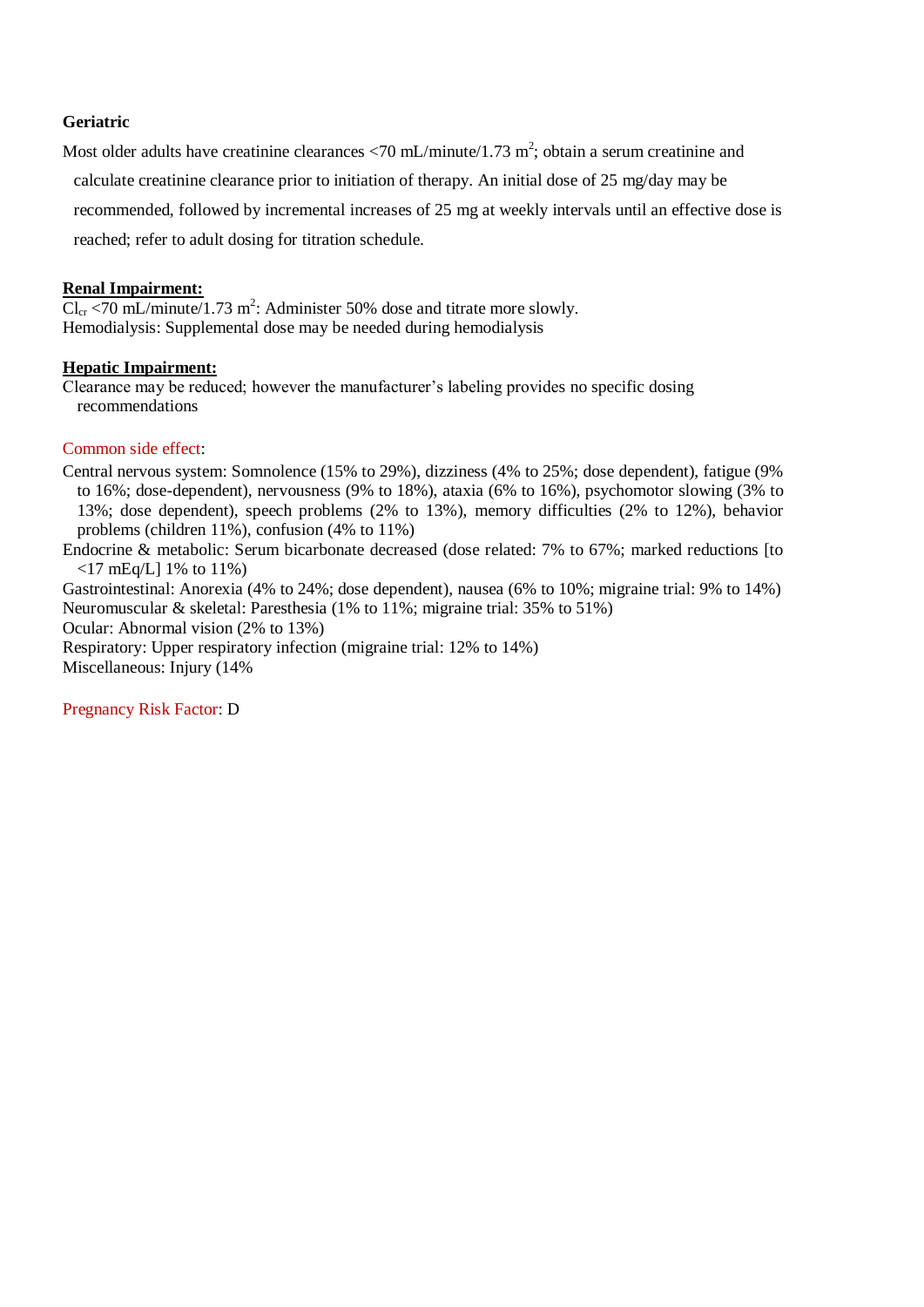**Geriatric**

Most older adults have creatinine clearances <70 mL/minute/1.73 $m^2$; obtain a serum creatinine and calculate creatinine clearance prior to initiation of therapy. An initial dose of 25 mg/day may be recommended, followed by incremental increases of 25 mg at weekly intervals until an effective dose is reached; refer to adult dosing for titration schedule.

**Renal Impairment:**

$Cl_{cr}$ <70 mL/minute/1.73 $m^2$: Administer 50% dose and titrate more slowly.
Hemodialysis: Supplemental dose may be needed during hemodialysis

**Hepatic Impairment:**

Clearance may be reduced; however the manufacturer's labeling provides no specific dosing recommendations

Common side effect:

Central nervous system: Somnolence (15% to 29%), dizziness (4% to 25%; dose dependent), fatigue (9% to 16%; dose-dependent), nervousness (9% to 18%), ataxia (6% to 16%), psychomotor slowing (3% to 13%; dose dependent), speech problems (2% to 13%), memory difficulties (2% to 12%), behavior problems (children 11%), confusion (4% to 11%)

Endocrine & metabolic: Serum bicarbonate decreased (dose related: 7% to 67%; marked reductions [to <17 mEq/L] 1% to 11%)

Gastrointestinal: Anorexia (4% to 24%; dose dependent), nausea (6% to 10%; migraine trial: 9% to 14%)

Neuromuscular & skeletal: Paresthesia (1% to 11%; migraine trial: 35% to 51%)

Ocular: Abnormal vision (2% to 13%)

Respiratory: Upper respiratory infection (migraine trial: 12% to 14%)

Miscellaneous: Injury (14%

Pregnancy Risk Factor: D